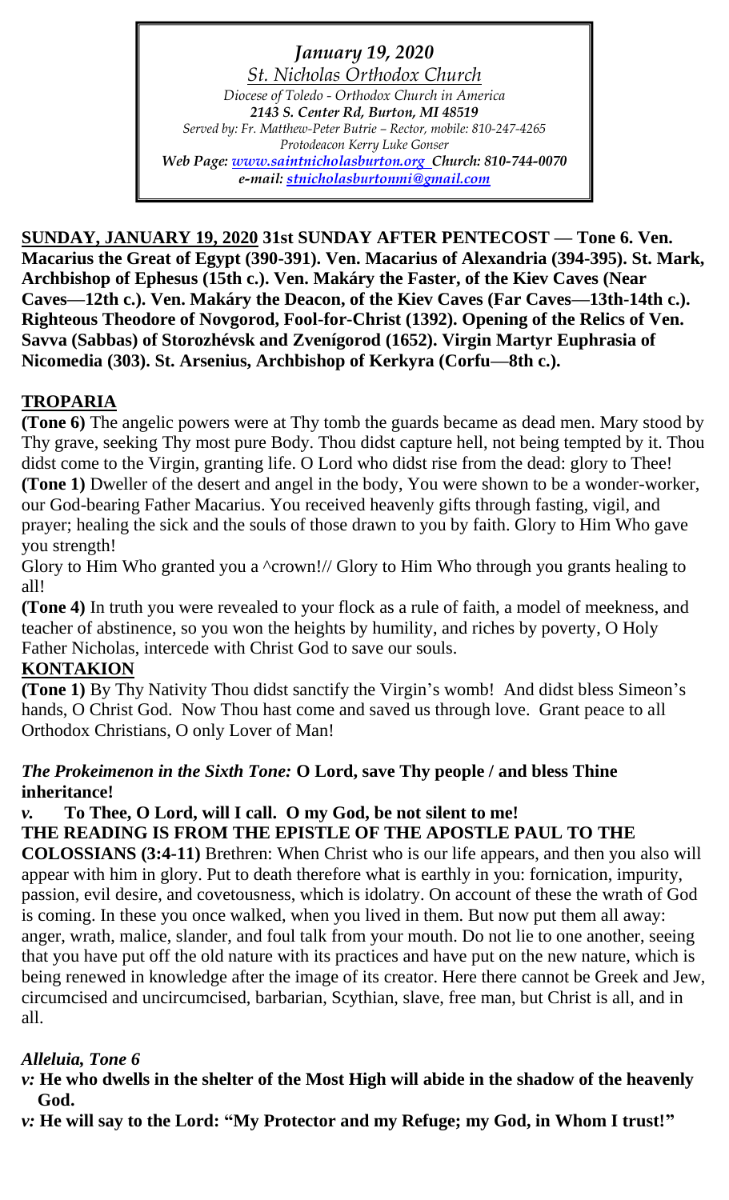*January 19, 2020*

*St. Nicholas Orthodox Church*

*Diocese of Toledo - Orthodox Church in America*

***2143 S. Center Rd, Burton, MI 48519***

*Served by: Fr. Matthew-Peter Butrie – Rector, mobile: 810-247-4265*

*Protodeacon Kerry Luke Gonser*

***Web Page: www.saintnicholasburton.org Church: 810-744-0070***

***e-mail: stnicholasburtonmi@gmail.com***

**SUNDAY, JANUARY 19, 2020 31st SUNDAY AFTER PENTECOST — Tone 6. Ven. Macarius the Great of Egypt (390-391). Ven. Macarius of Alexandria (394-395). St. Mark, Archbishop of Ephesus (15th c.). Ven. Makáry the Faster, of the Kiev Caves (Near Caves—12th c.). Ven. Makáry the Deacon, of the Kiev Caves (Far Caves—13th-14th c.). Righteous Theodore of Novgorod, Fool-for-Christ (1392). Opening of the Relics of Ven. Savva (Sabbas) of Storozhévsk and Zvenígorod (1652). Virgin Martyr Euphrasia of Nicomedia (303). St. Arsenius, Archbishop of Kerkyra (Corfu—8th c.).**

**TROPARIA**

**(Tone 6)** The angelic powers were at Thy tomb the guards became as dead men. Mary stood by Thy grave, seeking Thy most pure Body. Thou didst capture hell, not being tempted by it. Thou didst come to the Virgin, granting life. O Lord who didst rise from the dead: glory to Thee!

**(Tone 1)** Dweller of the desert and angel in the body, You were shown to be a wonder-worker, our God-bearing Father Macarius. You received heavenly gifts through fasting, vigil, and prayer; healing the sick and the souls of those drawn to you by faith. Glory to Him Who gave you strength!

Glory to Him Who granted you a ^crown!// Glory to Him Who through you grants healing to all!

**(Tone 4)** In truth you were revealed to your flock as a rule of faith, a model of meekness, and teacher of abstinence, so you won the heights by humility, and riches by poverty, O Holy Father Nicholas, intercede with Christ God to save our souls.

**KONTAKION**

**(Tone 1)** By Thy Nativity Thou didst sanctify the Virgin's womb! And didst bless Simeon's hands, O Christ God. Now Thou hast come and saved us through love. Grant peace to all Orthodox Christians, O only Lover of Man!

***The Prokeimenon in the Sixth Tone:* O Lord, save Thy people / and bless Thine inheritance!**

***v.*** **To Thee, O Lord, will I call. O my God, be not silent to me!**

**THE READING IS FROM THE EPISTLE OF THE APOSTLE PAUL TO THE COLOSSIANS (3:4-11)** Brethren: When Christ who is our life appears, and then you also will appear with him in glory. Put to death therefore what is earthly in you: fornication, impurity, passion, evil desire, and covetousness, which is idolatry. On account of these the wrath of God is coming. In these you once walked, when you lived in them. But now put them all away: anger, wrath, malice, slander, and foul talk from your mouth. Do not lie to one another, seeing that you have put off the old nature with its practices and have put on the new nature, which is being renewed in knowledge after the image of its creator. Here there cannot be Greek and Jew, circumcised and uncircumcised, barbarian, Scythian, slave, free man, but Christ is all, and in all.

***Alleluia, Tone 6***

***v:*** **He who dwells in the shelter of the Most High will abide in the shadow of the heavenly God.**

***v:*** **He will say to the Lord: "My Protector and my Refuge; my God, in Whom I trust!"**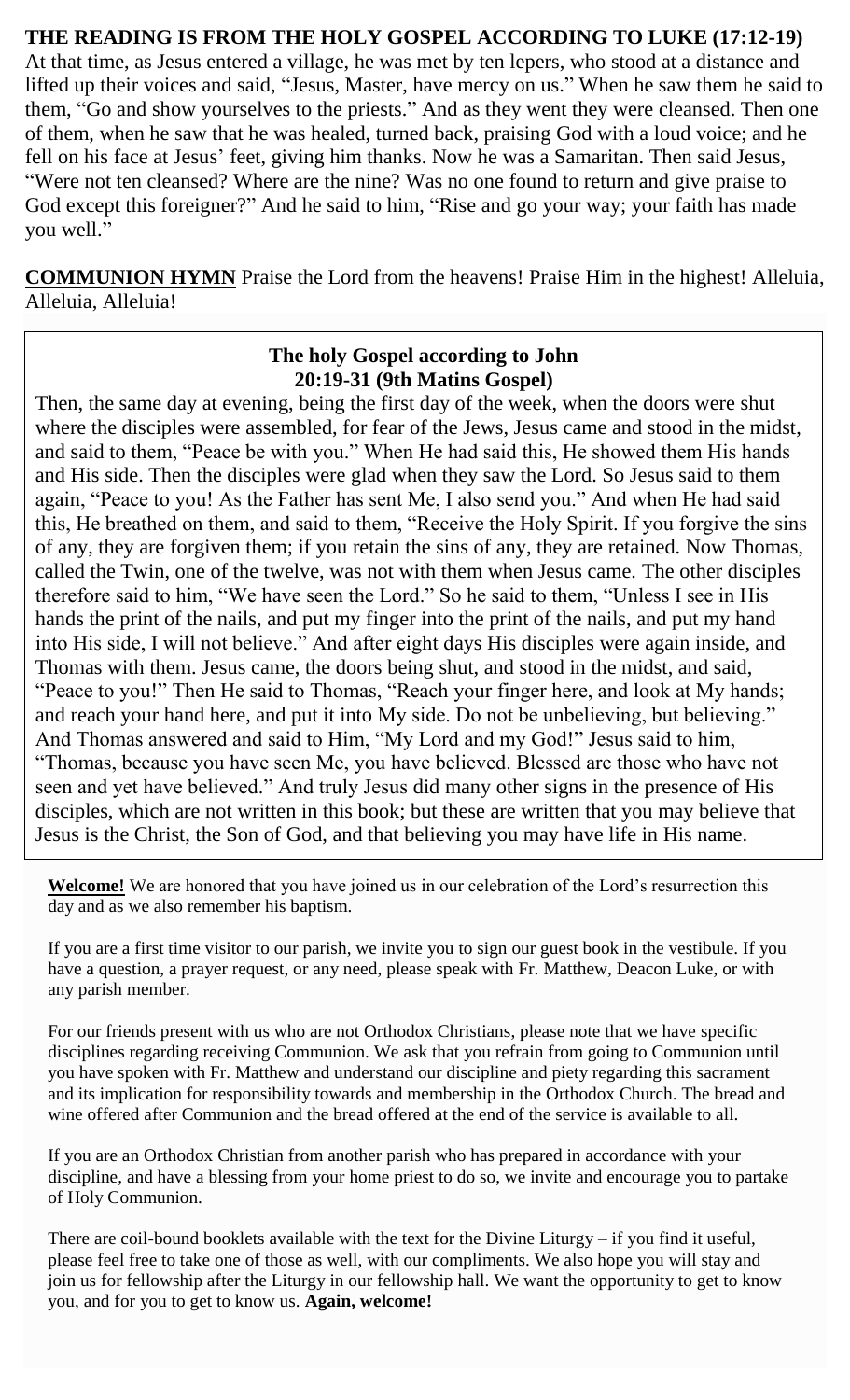**THE READING IS FROM THE HOLY GOSPEL ACCORDING TO LUKE (17:12-19)**

At that time, as Jesus entered a village, he was met by ten lepers, who stood at a distance and lifted up their voices and said, "Jesus, Master, have mercy on us." When he saw them he said to them, "Go and show yourselves to the priests." And as they went they were cleansed. Then one of them, when he saw that he was healed, turned back, praising God with a loud voice; and he fell on his face at Jesus' feet, giving him thanks. Now he was a Samaritan. Then said Jesus, "Were not ten cleansed? Where are the nine? Was no one found to return and give praise to God except this foreigner?" And he said to him, "Rise and go your way; your faith has made you well."

**COMMUNION HYMN** Praise the Lord from the heavens! Praise Him in the highest! Alleluia, Alleluia, Alleluia!

**The holy Gospel according to John 20:19-31 (9th Matins Gospel)**

Then, the same day at evening, being the first day of the week, when the doors were shut where the disciples were assembled, for fear of the Jews, Jesus came and stood in the midst, and said to them, "Peace be with you." When He had said this, He showed them His hands and His side. Then the disciples were glad when they saw the Lord. So Jesus said to them again, "Peace to you! As the Father has sent Me, I also send you." And when He had said this, He breathed on them, and said to them, "Receive the Holy Spirit. If you forgive the sins of any, they are forgiven them; if you retain the sins of any, they are retained. Now Thomas, called the Twin, one of the twelve, was not with them when Jesus came. The other disciples therefore said to him, "We have seen the Lord." So he said to them, "Unless I see in His hands the print of the nails, and put my finger into the print of the nails, and put my hand into His side, I will not believe." And after eight days His disciples were again inside, and Thomas with them. Jesus came, the doors being shut, and stood in the midst, and said, "Peace to you!" Then He said to Thomas, "Reach your finger here, and look at My hands; and reach your hand here, and put it into My side. Do not be unbelieving, but believing." And Thomas answered and said to Him, "My Lord and my God!" Jesus said to him, "Thomas, because you have seen Me, you have believed. Blessed are those who have not seen and yet have believed." And truly Jesus did many other signs in the presence of His disciples, which are not written in this book; but these are written that you may believe that Jesus is the Christ, the Son of God, and that believing you may have life in His name.

**Welcome!** We are honored that you have joined us in our celebration of the Lord's resurrection this day and as we also remember his baptism.

If you are a first time visitor to our parish, we invite you to sign our guest book in the vestibule. If you have a question, a prayer request, or any need, please speak with Fr. Matthew, Deacon Luke, or with any parish member.

For our friends present with us who are not Orthodox Christians, please note that we have specific disciplines regarding receiving Communion. We ask that you refrain from going to Communion until you have spoken with Fr. Matthew and understand our discipline and piety regarding this sacrament and its implication for responsibility towards and membership in the Orthodox Church. The bread and wine offered after Communion and the bread offered at the end of the service is available to all.

If you are an Orthodox Christian from another parish who has prepared in accordance with your discipline, and have a blessing from your home priest to do so, we invite and encourage you to partake of Holy Communion.

There are coil-bound booklets available with the text for the Divine Liturgy – if you find it useful, please feel free to take one of those as well, with our compliments. We also hope you will stay and join us for fellowship after the Liturgy in our fellowship hall. We want the opportunity to get to know you, and for you to get to know us. **Again, welcome!**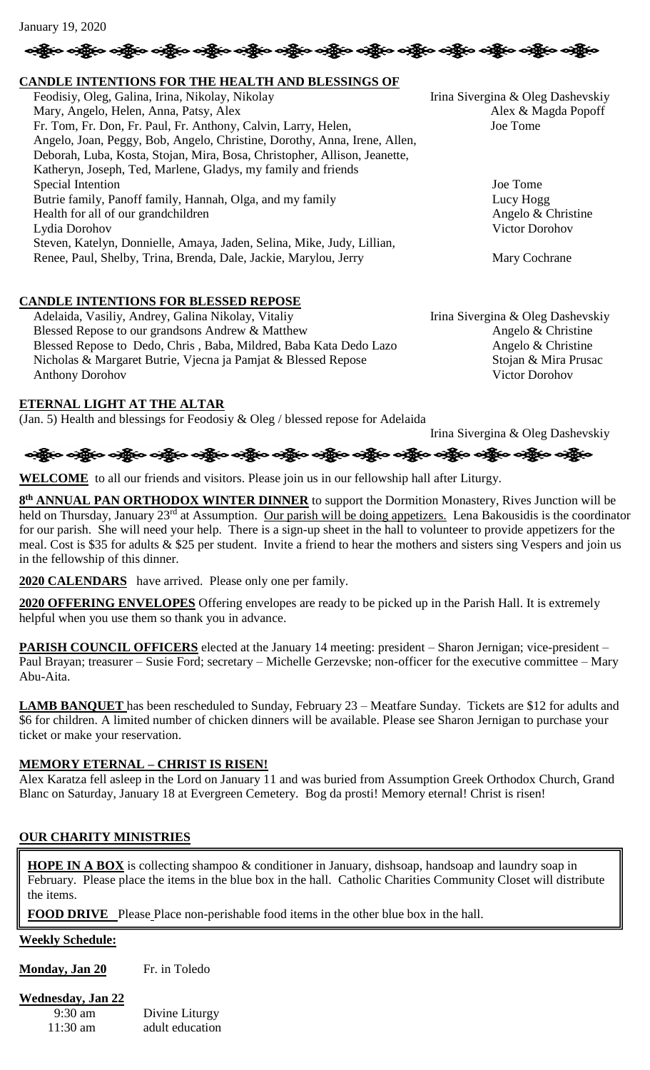January 19, 2020

## CANDLE INTENTIONS FOR THE HEALTH AND BLESSINGS OF

| | |
|---|---|
| Feodisiy, Oleg, Galina, Irina, Nikolay, Nikolay | Irina Sivergina & Oleg Dashevskiy |
| Mary, Angelo, Helen, Anna, Patsy, Alex | Alex & Magda Popoff |
| Fr. Tom, Fr. Don, Fr. Paul, Fr. Anthony, Calvin, Larry, Helen, Angelo, Joan, Peggy, Bob, Angelo, Christine, Dorothy, Anna, Irene, Allen, Deborah, Luba, Kosta, Stojan, Mira, Bosa, Christopher, Allison, Jeanette, Katheryn, Joseph, Ted, Marlene, Gladys, my family and friends | Joe Tome |
| Special Intention | Joe Tome |
| Butrie family, Panoff family, Hannah, Olga, and my family | Lucy Hogg |
| Health for all of our grandchildren | Angelo & Christine |
| Lydia Dorohov | Victor Dorohov |
| Steven, Katelyn, Donnielle, Amaya, Jaden, Selina, Mike, Judy, Lillian, Renee, Paul, Shelby, Trina, Brenda, Dale, Jackie, Marylou, Jerry | Mary Cochrane |

## CANDLE INTENTIONS FOR BLESSED REPOSE

| | |
|---|---|
| Adelaida, Vasiliy, Andrey, Galina Nikolay, Vitaliy | Irina Sivergina & Oleg Dashevskiy |
| Blessed Repose to our grandsons Andrew & Matthew | Angelo & Christine |
| Blessed Repose to Dedo, Chris , Baba, Mildred, Baba Kata Dedo Lazo | Angelo & Christine |
| Nicholas & Margaret Butrie, Vjecna ja Pamjat & Blessed Repose | Stojan & Mira Prusac |
| Anthony Dorohov | Victor Dorohov |

## ETERNAL LIGHT AT THE ALTAR

(Jan. 5) Health and blessings for Feodosiy & Oleg / blessed repose for Adelaida

Irina Sivergina & Oleg Dashevskiy

**WELCOME** to all our friends and visitors. Please join us in our fellowship hall after Liturgy.

**8th ANNUAL PAN ORTHODOX WINTER DINNER** to support the Dormition Monastery, Rives Junction will be held on Thursday, January 23rd at Assumption. Our parish will be doing appetizers. Lena Bakousidis is the coordinator for our parish. She will need your help. There is a sign-up sheet in the hall to volunteer to provide appetizers for the meal. Cost is $35 for adults & $25 per student. Invite a friend to hear the mothers and sisters sing Vespers and join us in the fellowship of this dinner.

**2020 CALENDARS** have arrived. Please only one per family.

**2020 OFFERING ENVELOPES** Offering envelopes are ready to be picked up in the Parish Hall. It is extremely helpful when you use them so thank you in advance.

**PARISH COUNCIL OFFICERS** elected at the January 14 meeting: president – Sharon Jernigan; vice-president – Paul Brayan; treasurer – Susie Ford; secretary – Michelle Gerzevske; non-officer for the executive committee – Mary Abu-Aita.

**LAMB BANQUET** has been rescheduled to Sunday, February 23 – Meatfare Sunday. Tickets are $12 for adults and $6 for children. A limited number of chicken dinners will be available. Please see Sharon Jernigan to purchase your ticket or make your reservation.

## MEMORY ETERNAL – CHRIST IS RISEN!

Alex Karatza fell asleep in the Lord on January 11 and was buried from Assumption Greek Orthodox Church, Grand Blanc on Saturday, January 18 at Evergreen Cemetery. Bog da prosti! Memory eternal! Christ is risen!

## OUR CHARITY MINISTRIES

**HOPE IN A BOX** is collecting shampoo & conditioner in January, dishsoap, handsoap and laundry soap in February. Please place the items in the blue box in the hall. Catholic Charities Community Closet will distribute the items.

**FOOD DRIVE** Please Place non-perishable food items in the other blue box in the hall.

**Weekly Schedule:**

**Monday, Jan 20** Fr. in Toledo

**Wednesday, Jan 22**

9:30 am Divine Liturgy

11:30 am adult education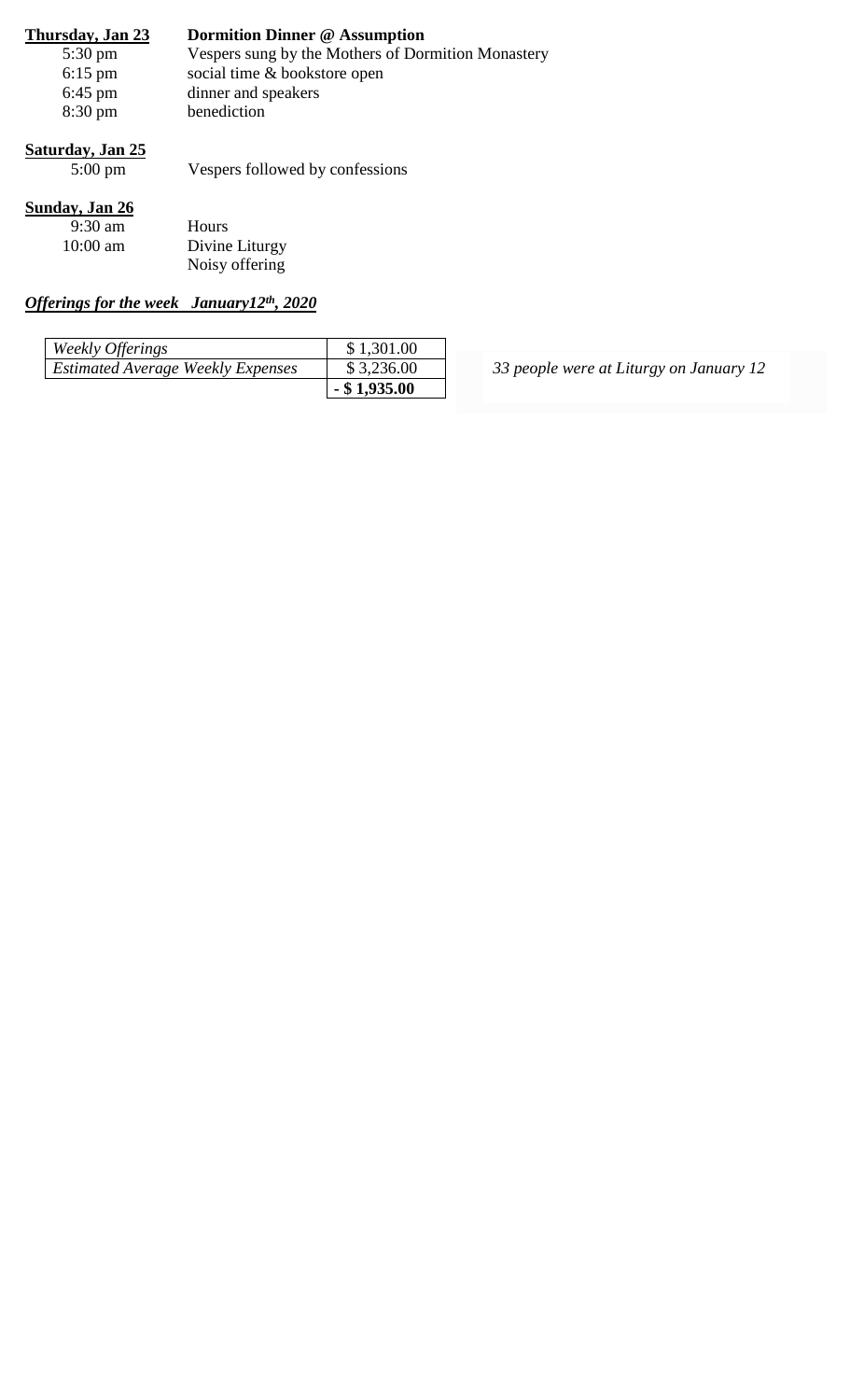**<u>Thursday, Jan 23</u>** **Dormition Dinner @ Assumption**

5:30 pm Vespers sung by the Mothers of Dormition Monastery
6:15 pm social time & bookstore open
6:45 pm dinner and speakers
8:30 pm benediction

**<u>Saturday, Jan 25</u>**

5:00 pm Vespers followed by confessions

**<u>Sunday, Jan 26</u>**

9:30 am Hours
10:00 am Divine Liturgy
Noisy offering

***<u>Offerings for the week January12th, 2020</u>***

| | |
|---|---|
| *Weekly Offerings* | $ 1,301.00 |
| *Estimated Average Weekly Expenses* | $ 3,236.00 |
| | **- $ 1,935.00** |

*33 people were at Liturgy on January 12*